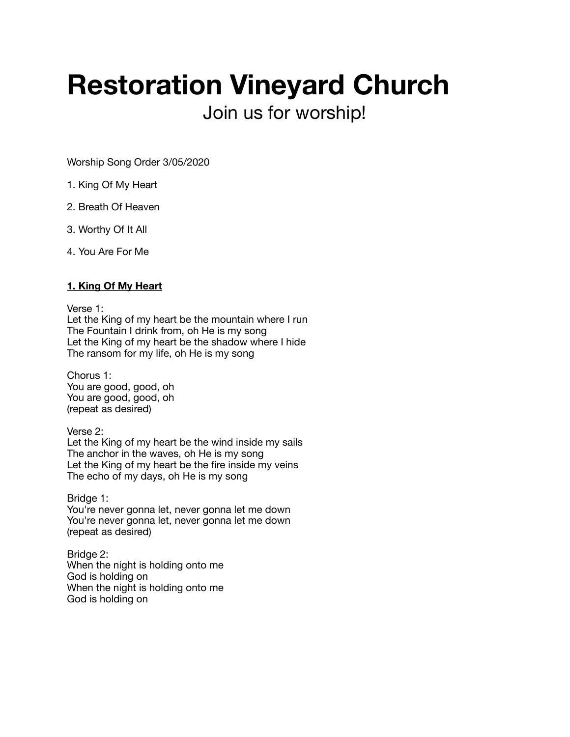# Restoration Vineyard Church

Join us for worship!

Worship Song Order 3/05/2020

1. King Of My Heart
2. Breath Of Heaven
3. Worthy Of It All
4. You Are For Me

**1. King Of My Heart**

Verse 1:
Let the King of my heart be the mountain where I run
The Fountain I drink from, oh He is my song
Let the King of my heart be the shadow where I hide
The ransom for my life, oh He is my song

Chorus 1:
You are good, good, oh
You are good, good, oh
(repeat as desired)

Verse 2:
Let the King of my heart be the wind inside my sails
The anchor in the waves, oh He is my song
Let the King of my heart be the fire inside my veins
The echo of my days, oh He is my song

Bridge 1:
You're never gonna let, never gonna let me down
You're never gonna let, never gonna let me down
(repeat as desired)

Bridge 2:
When the night is holding onto me
God is holding on
When the night is holding onto me
God is holding on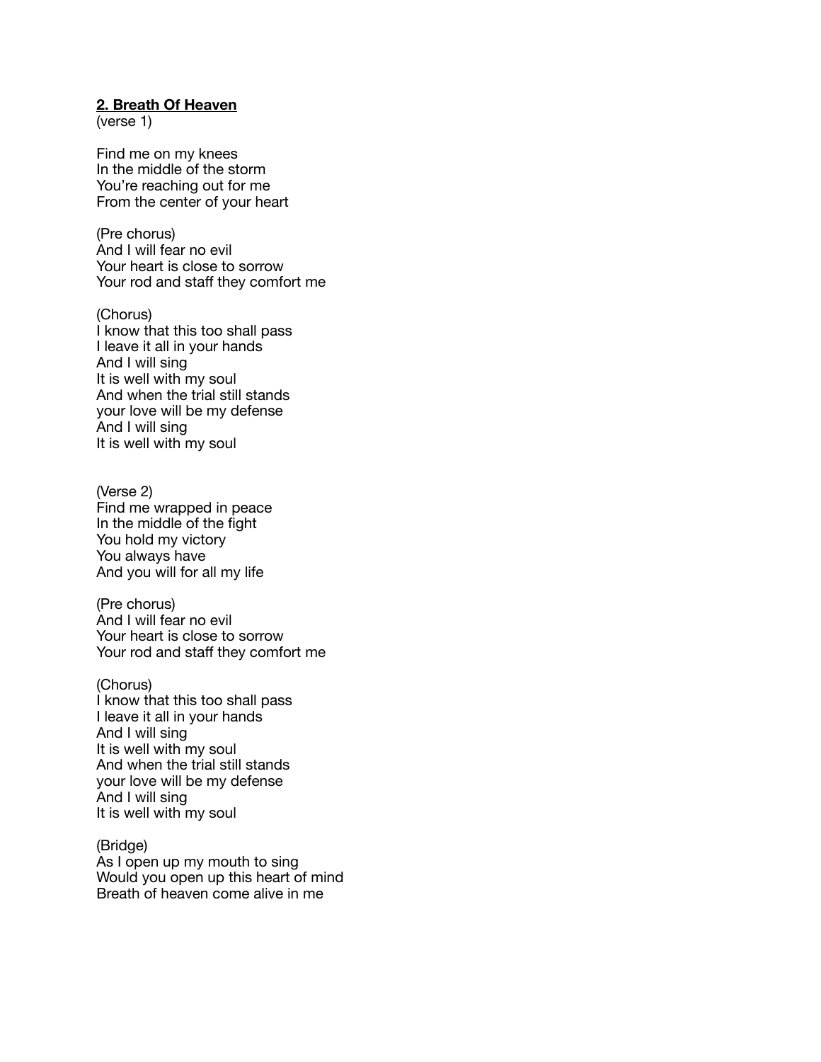**<u>2. Breath Of Heaven</u>**
(verse 1)

Find me on my knees
In the middle of the storm
You're reaching out for me
From the center of your heart

(Pre chorus)
And I will fear no evil
Your heart is close to sorrow
Your rod and staff they comfort me

(Chorus)
I know that this too shall pass
I leave it all in your hands
And I will sing
It is well with my soul
And when the trial still stands
your love will be my defense
And I will sing
It is well with my soul

(Verse 2)
Find me wrapped in peace
In the middle of the fight
You hold my victory
You always have
And you will for all my life

(Pre chorus)
And I will fear no evil
Your heart is close to sorrow
Your rod and staff they comfort me

(Chorus)
I know that this too shall pass
I leave it all in your hands
And I will sing
It is well with my soul
And when the trial still stands
your love will be my defense
And I will sing
It is well with my soul

(Bridge)
As I open up my mouth to sing
Would you open up this heart of mind
Breath of heaven come alive in me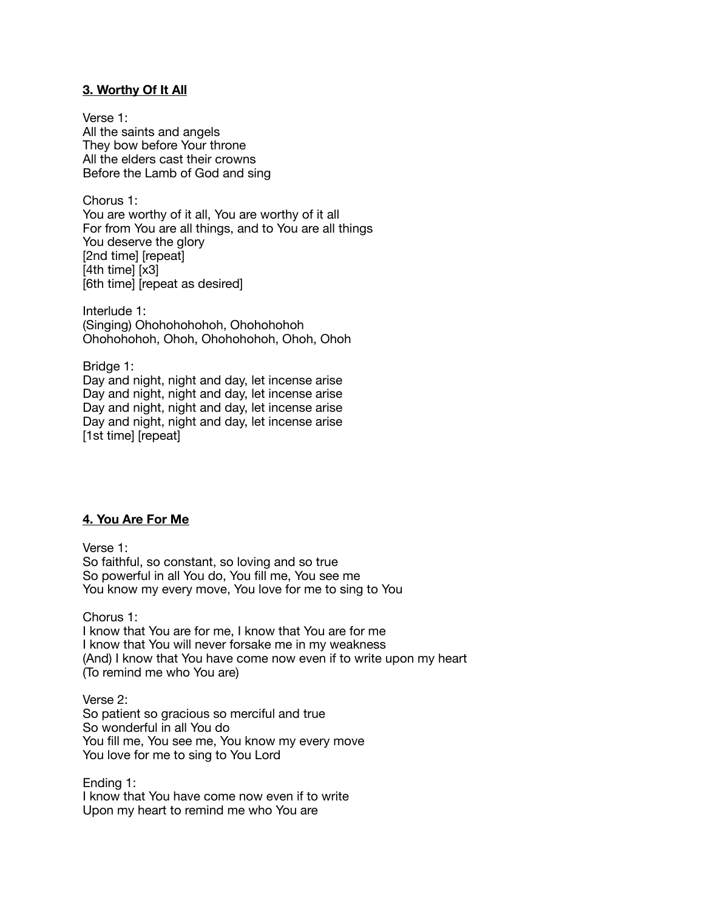### **3. Worthy Of It All**

Verse 1:
All the saints and angels
They bow before Your throne
All the elders cast their crowns
Before the Lamb of God and sing

Chorus 1:
You are worthy of it all, You are worthy of it all
For from You are all things, and to You are all things
You deserve the glory
[2nd time] [repeat]
[4th time] [x3]
[6th time] [repeat as desired]

Interlude 1:
(Singing) Ohohohohohoh, Ohohohohoh
Ohohohohoh, Ohoh, Ohohohohoh, Ohoh, Ohoh

Bridge 1:
Day and night, night and day, let incense arise
Day and night, night and day, let incense arise
Day and night, night and day, let incense arise
Day and night, night and day, let incense arise
[1st time] [repeat]

### **4. You Are For Me**

Verse 1:
So faithful, so constant, so loving and so true
So powerful in all You do, You fill me, You see me
You know my every move, You love for me to sing to You

Chorus 1:
I know that You are for me, I know that You are for me
I know that You will never forsake me in my weakness
(And) I know that You have come now even if to write upon my heart
(To remind me who You are)

Verse 2:
So patient so gracious so merciful and true
So wonderful in all You do
You fill me, You see me, You know my every move
You love for me to sing to You Lord

Ending 1:
I know that You have come now even if to write
Upon my heart to remind me who You are